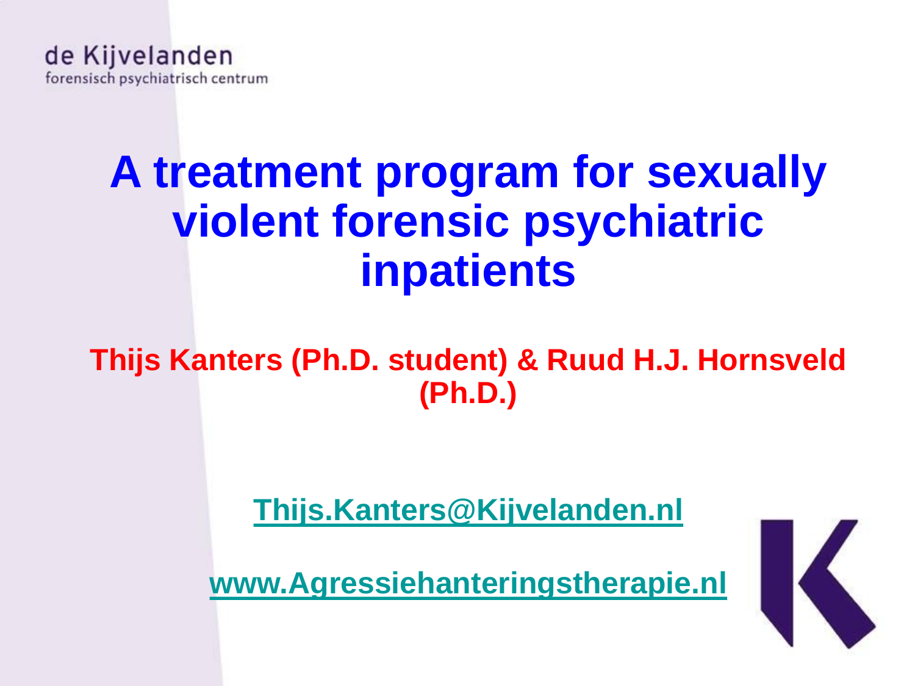de Kijvelanden
forensisch psychiatrisch centrum

# A treatment program for sexually violent forensic psychiatric inpatients

**Thijs Kanters (Ph.D. student) & Ruud H.J. Hornsveld (Ph.D.)**

Thijs.Kanters@Kijvelanden.nl

www.Agressiehanteringstherapie.nl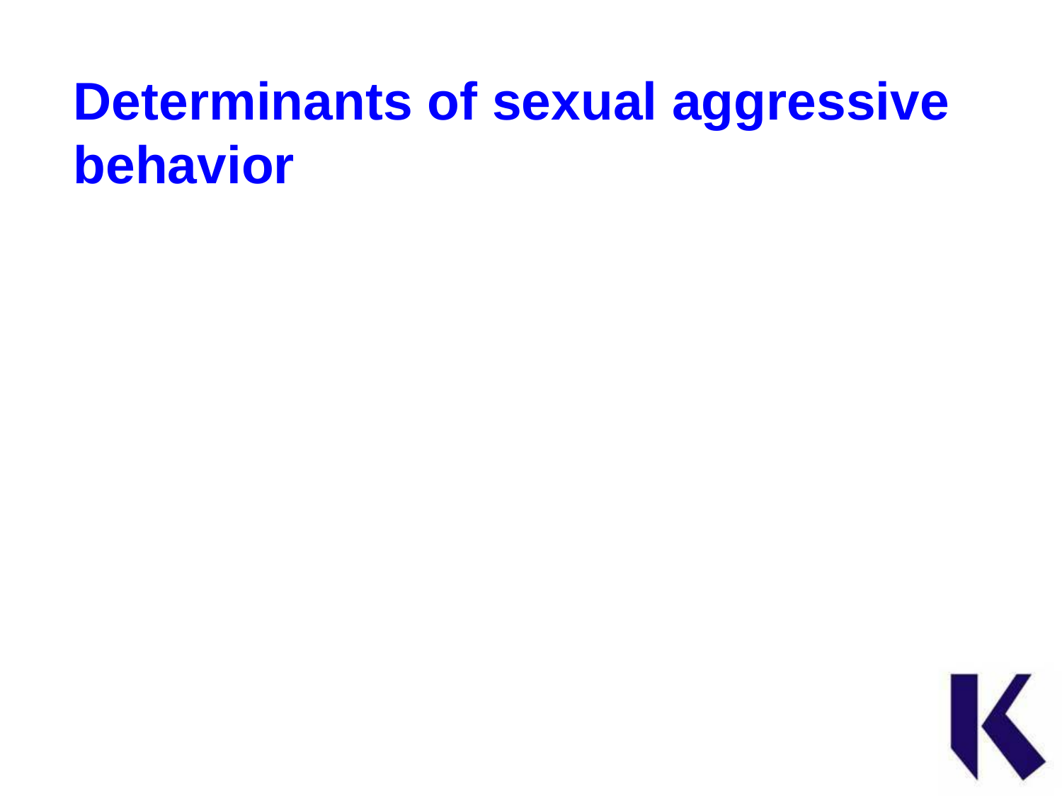# Determinants of sexual aggressive behavior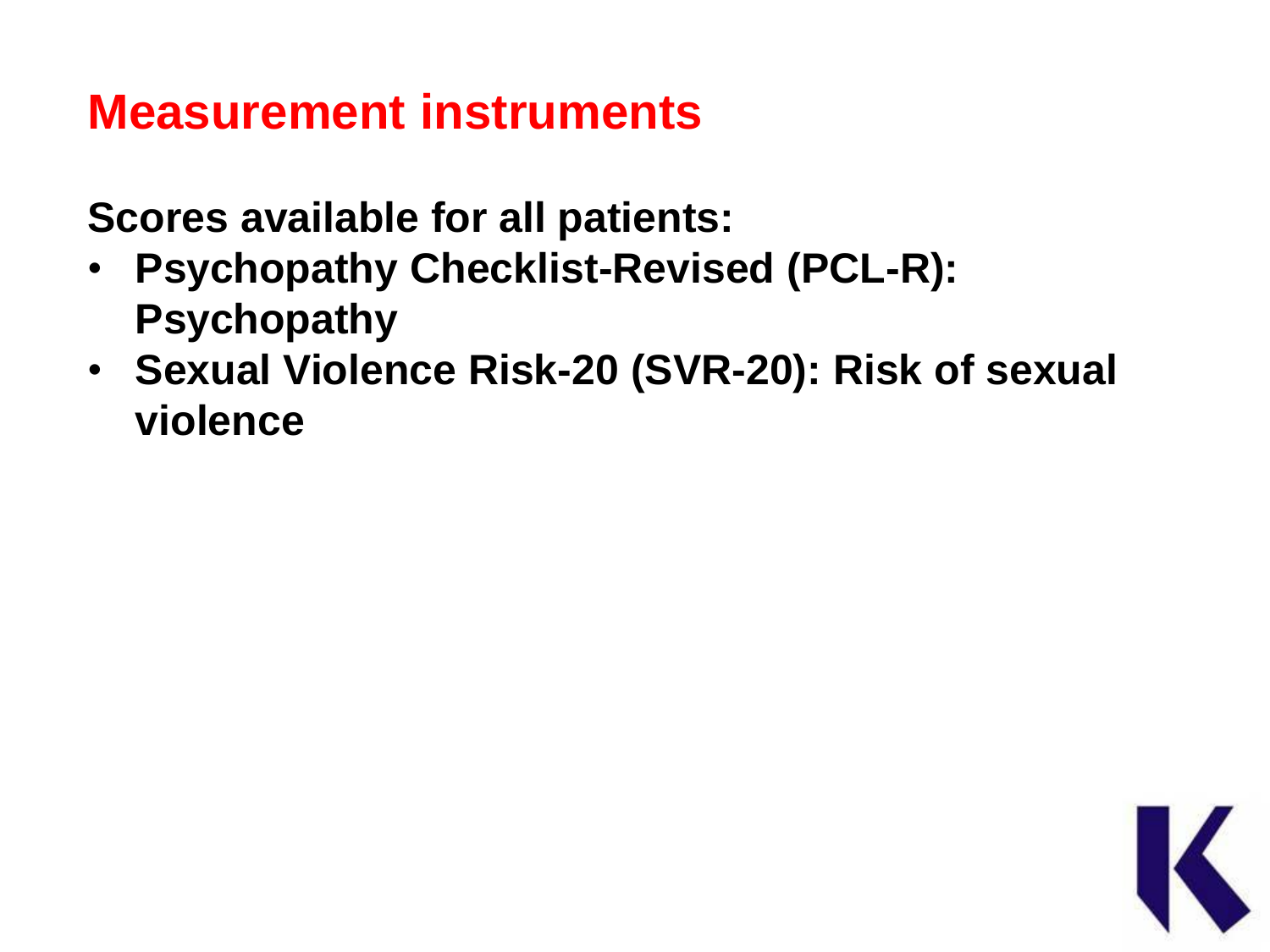# Measurement instruments

**Scores available for all patients:**

- **Psychopathy Checklist-Revised (PCL-R): Psychopathy**
- **Sexual Violence Risk-20 (SVR-20): Risk of sexual violence**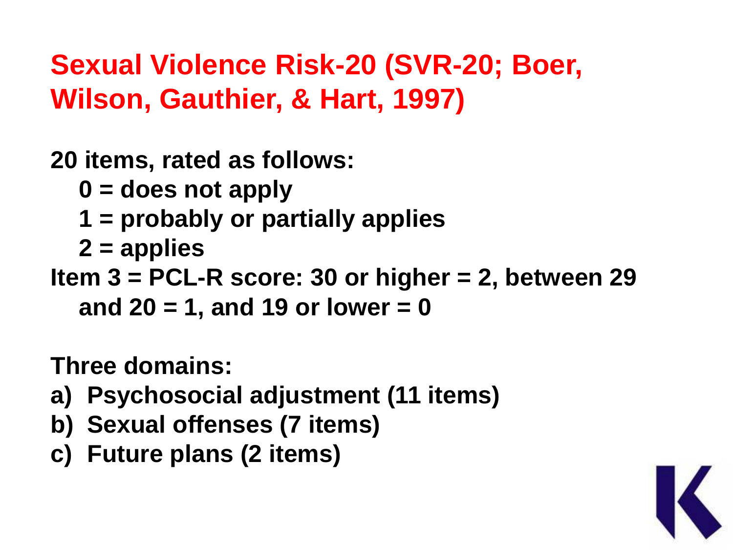# Sexual Violence Risk-20 (SVR-20; Boer, Wilson, Gauthier, & Hart, 1997)

**20 items, rated as follows:**

- **0 = does not apply**
- **1 = probably or partially applies**
- **2 = applies**

**Item 3 = PCL-R score: 30 or higher = 2, between 29 and 20 = 1, and 19 or lower = 0**

**Three domains:**

a) **Psychosocial adjustment (11 items)**
b) **Sexual offenses (7 items)**
c) **Future plans (2 items)**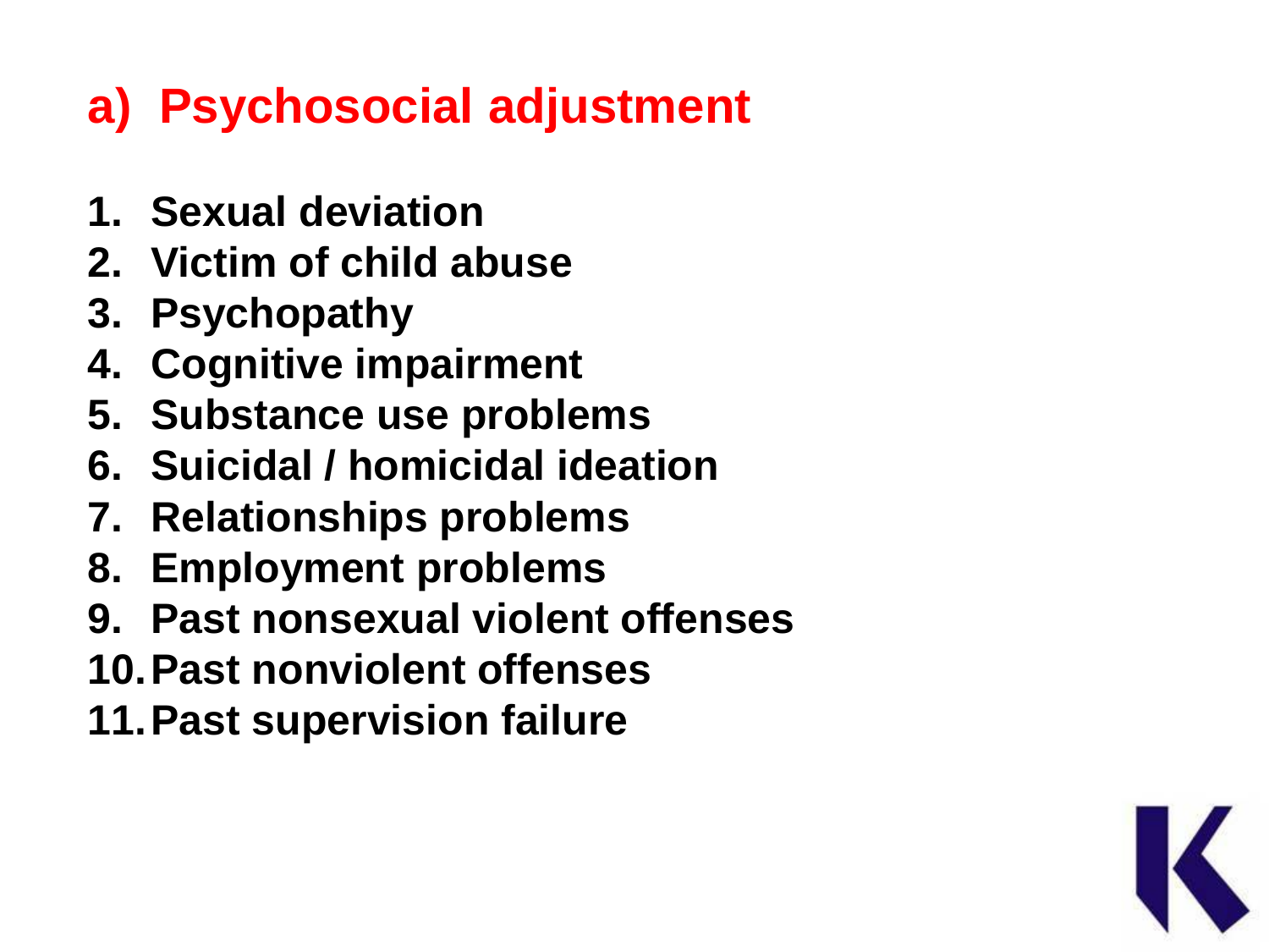## a) Psychosocial adjustment

1. Sexual deviation
2. Victim of child abuse
3. Psychopathy
4. Cognitive impairment
5. Substance use problems
6. Suicidal / homicidal ideation
7. Relationships problems
8. Employment problems
9. Past nonsexual violent offenses
10. Past nonviolent offenses
11. Past supervision failure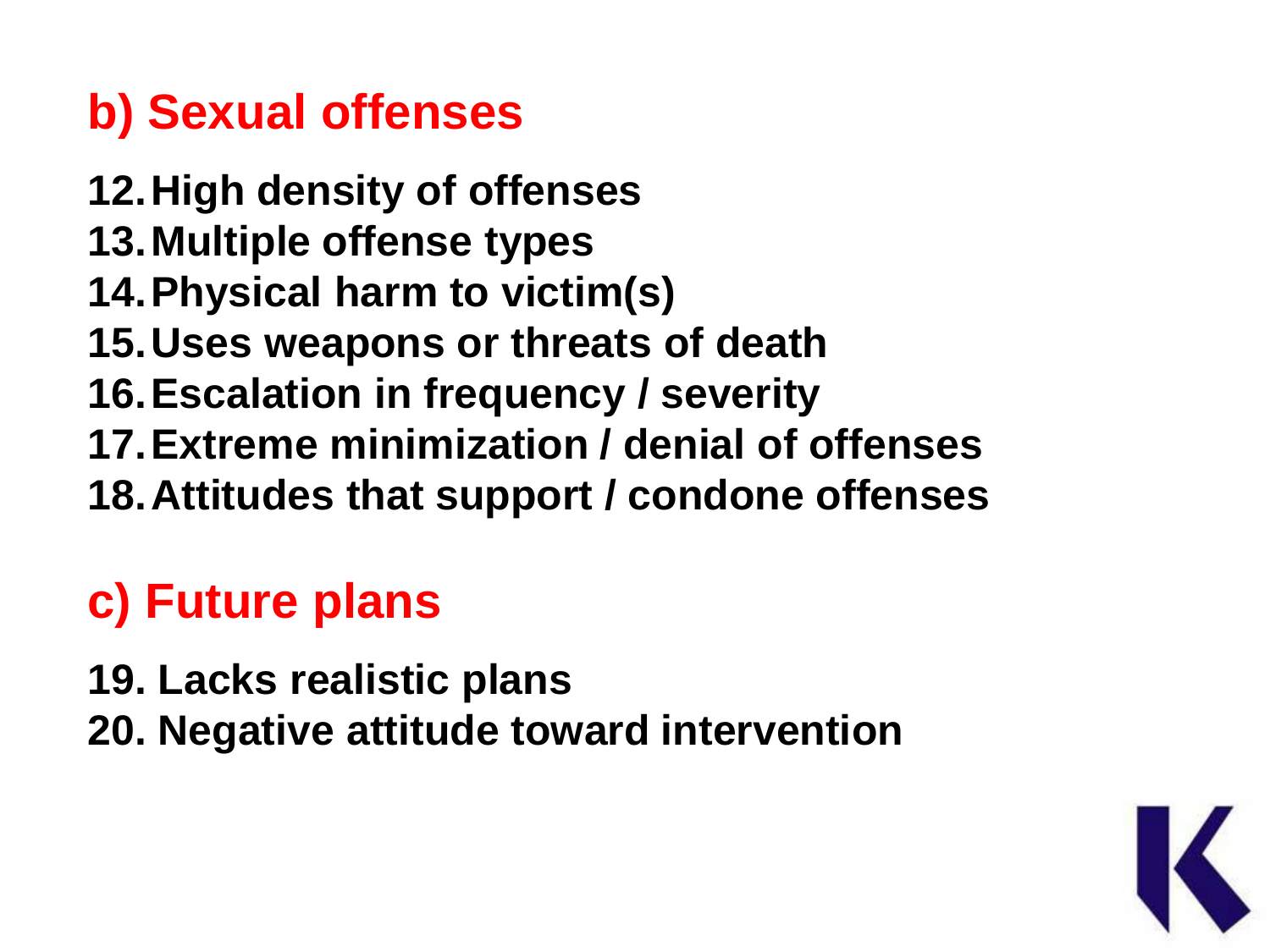## b) Sexual offenses

12. High density of offenses
13. Multiple offense types
14. Physical harm to victim(s)
15. Uses weapons or threats of death
16. Escalation in frequency / severity
17. Extreme minimization / denial of offenses
18. Attitudes that support / condone offenses

## c) Future plans

19. Lacks realistic plans
20. Negative attitude toward intervention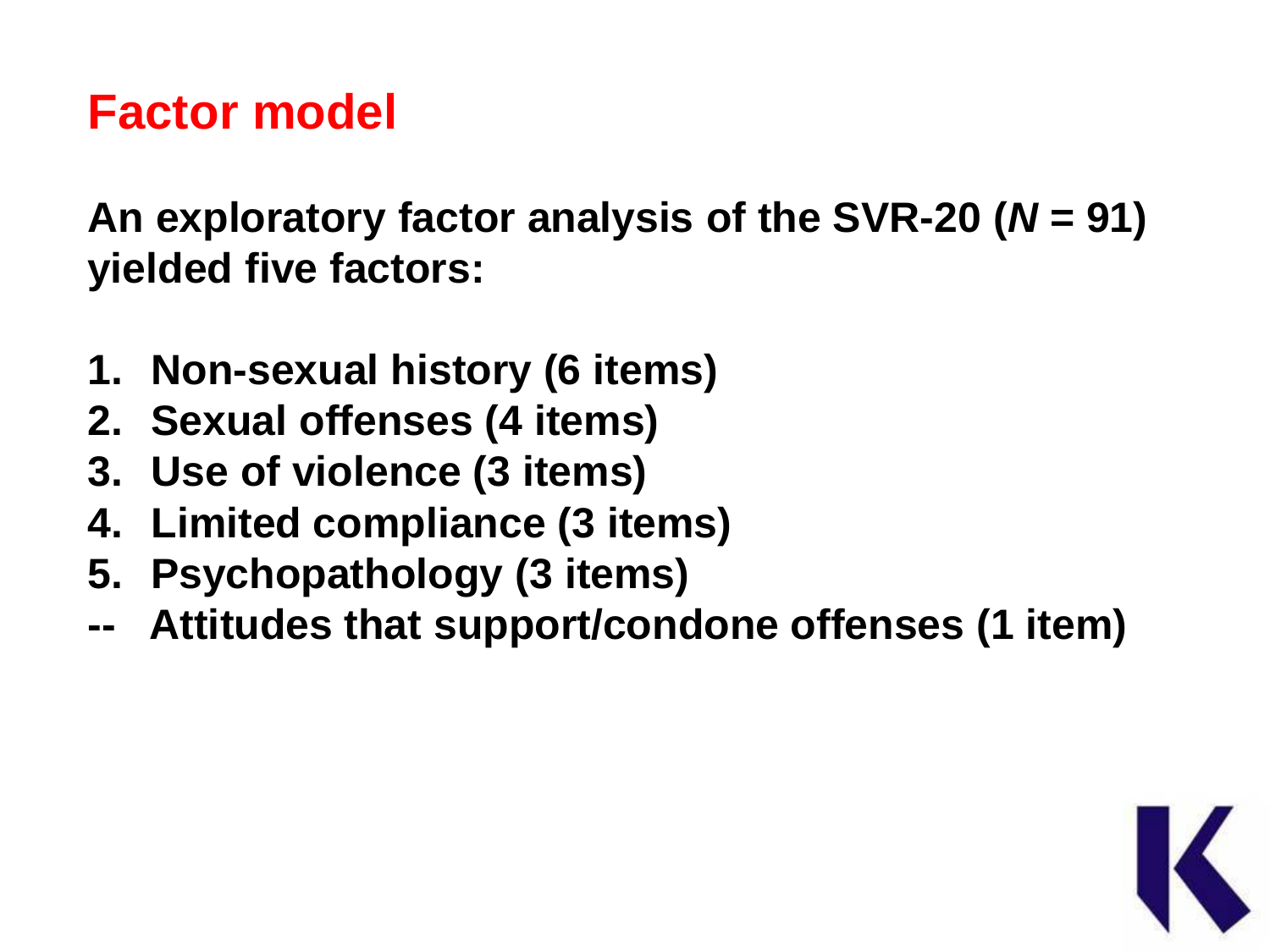# Factor model

**An exploratory factor analysis of the SVR-20 (*N* = 91) yielded five factors:**

1. **Non-sexual history (6 items)**
2. **Sexual offenses (4 items)**
3. **Use of violence (3 items)**
4. **Limited compliance (3 items)**
5. **Psychopathology (3 items)**

**-- Attitudes that support/condone offenses (1 item)**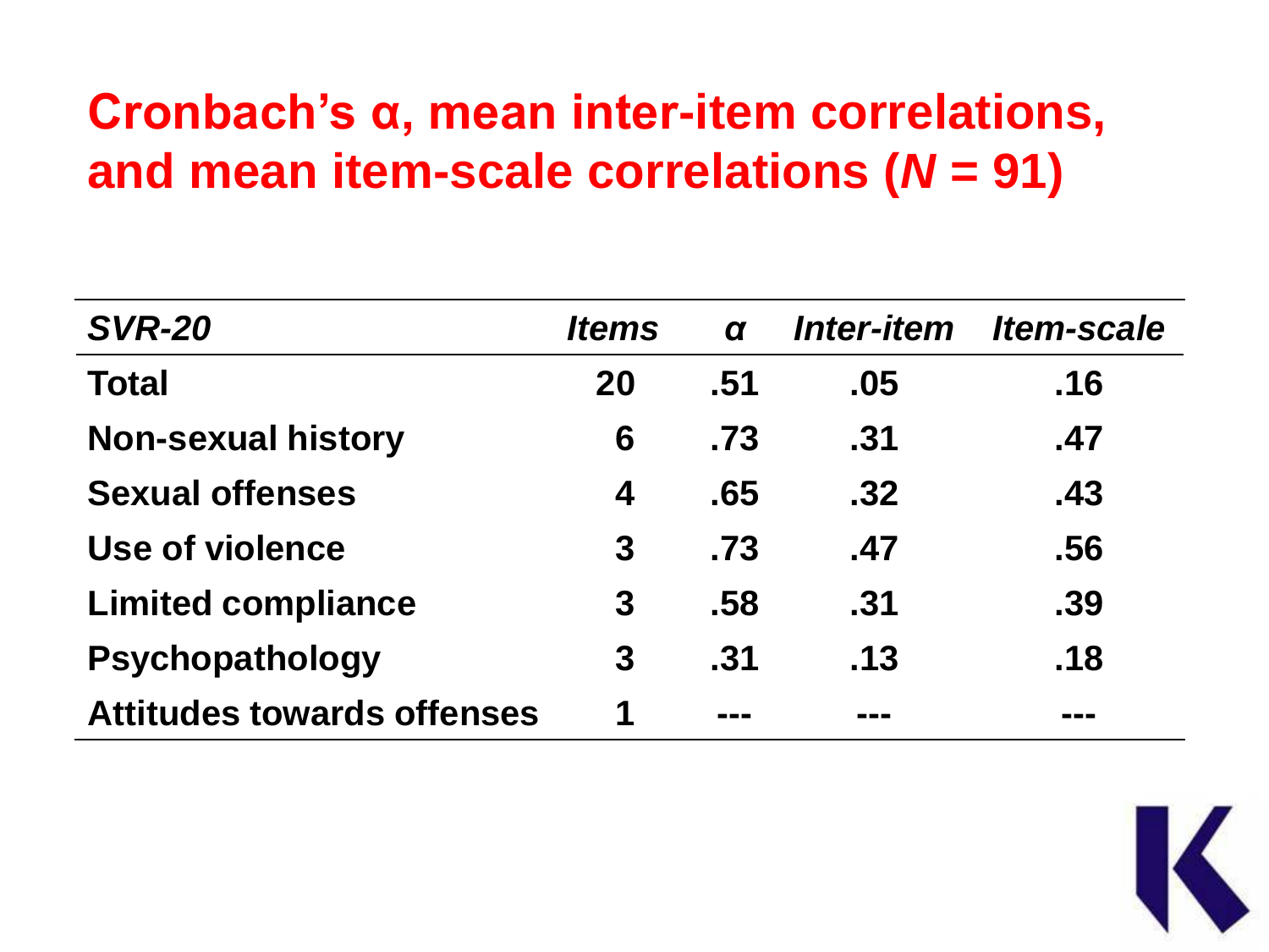# Cronbach's α, mean inter-item correlations, and mean item-scale correlations (*N* = 91)

| *SVR-20* | *Items* | *α* | *Inter-item* | *Item-scale* |
|---|---|---|---|---|
| **Total** | **20** | **.51** | **.05** | **.16** |
| **Non-sexual history** | **6** | **.73** | **.31** | **.47** |
| **Sexual offenses** | **4** | **.65** | **.32** | **.43** |
| **Use of violence** | **3** | **.73** | **.47** | **.56** |
| **Limited compliance** | **3** | **.58** | **.31** | **.39** |
| **Psychopathology** | **3** | **.31** | **.13** | **.18** |
| **Attitudes towards offenses** | **1** | **---** | **---** | **---** |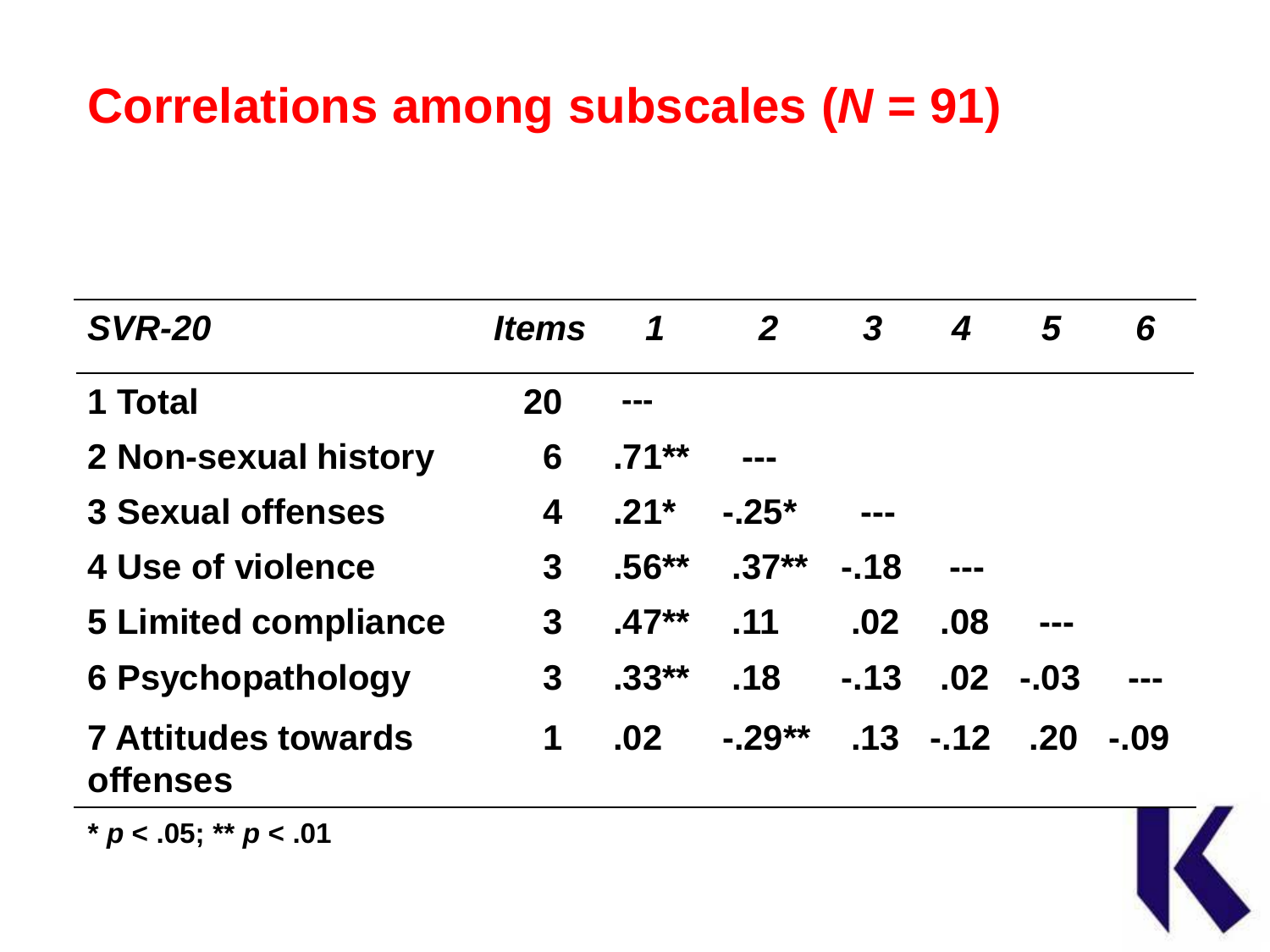# Correlations among subscales (*N* = 91)

| *SVR-20* | *Items* | *1* | *2* | *3* | *4* | *5* | *6* |
|---|---|---|---|---|---|---|---|
| 1 Total | 20 | --- | | | | | |
| 2 Non-sexual history | 6 | .71** | --- | | | | |
| 3 Sexual offenses | 4 | .21* | -.25* | --- | | | |
| 4 Use of violence | 3 | .56** | .37** | -.18 | --- | | |
| 5 Limited compliance | 3 | .47** | .11 | .02 | .08 | --- | |
| 6 Psychopathology | 3 | .33** | .18 | -.13 | .02 | -.03 | --- |
| 7 Attitudes towards offenses | 1 | .02 | -.29** | .13 | -.12 | .20 | -.09 |

* $p < .05$; ** $p < .01$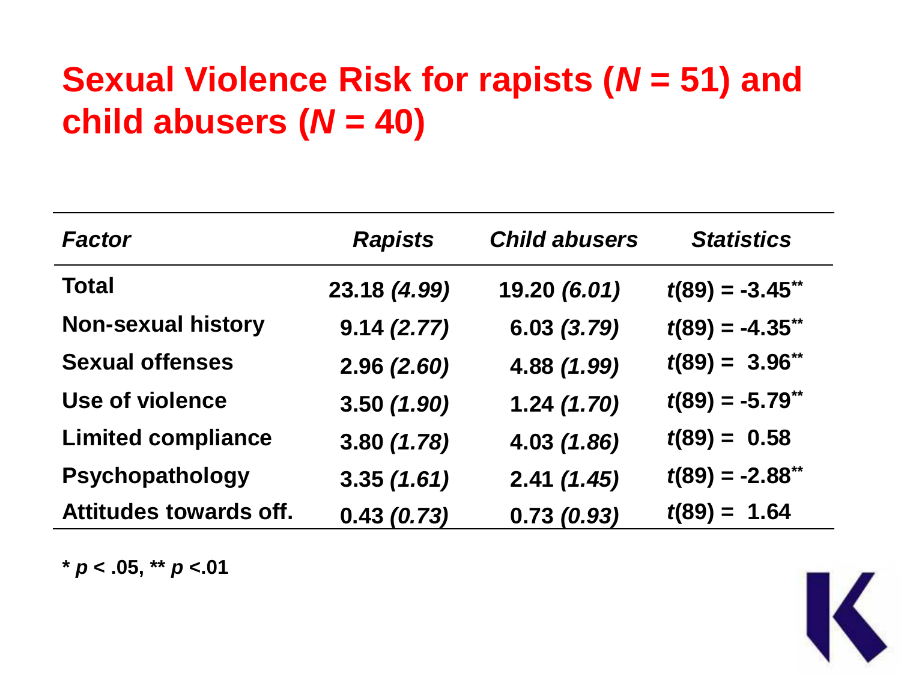# Sexual Violence Risk for rapists ($N$ = 51) and child abusers ($N$ = 40)

| *Factor* | *Rapists* | *Child abusers* | *Statistics* |
|---|---|---|---|
| **Total** | **23.18** ***(4.99)*** | **19.20** ***(6.01)*** | $t(89) = -3.45^{**}$ |
| **Non-sexual history** | **9.14** ***(2.77)*** | **6.03** ***(3.79)*** | $t(89) = -4.35^{**}$ |
| **Sexual offenses** | **2.96** ***(2.60)*** | **4.88** ***(1.99)*** | $t(89) = 3.96^{**}$ |
| **Use of violence** | **3.50** ***(1.90)*** | **1.24** ***(1.70)*** | $t(89) = -5.79^{**}$ |
| **Limited compliance** | **3.80** ***(1.78)*** | **4.03** ***(1.86)*** | $t(89) = 0.58$ |
| **Psychopathology** | **3.35** ***(1.61)*** | **2.41** ***(1.45)*** | $t(89) = -2.88^{**}$ |
| **Attitudes towards off.** | **0.43** ***(0.73)*** | **0.73** ***(0.93)*** | $t(89) = 1.64$ |

\* $p < .05$, \*\* $p < .01$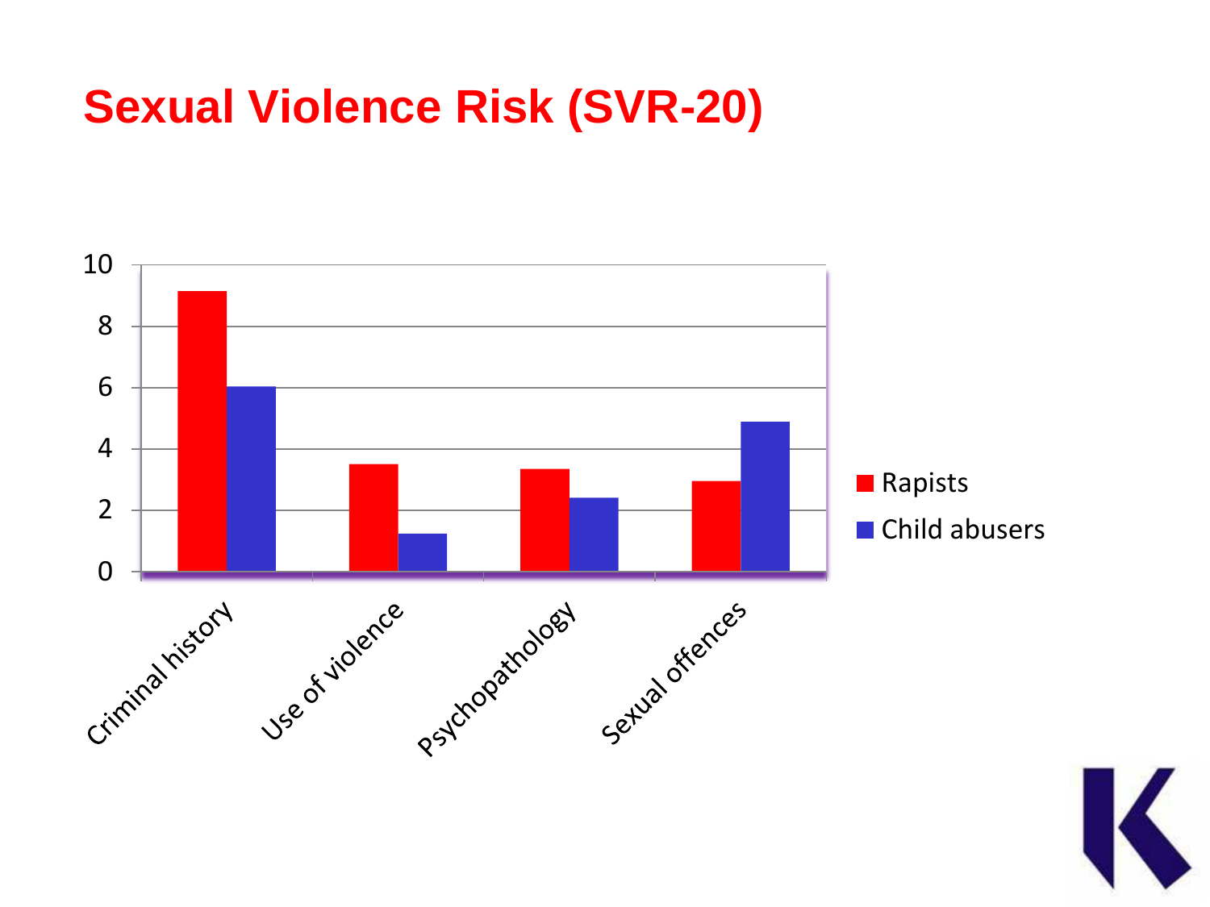# Sexual Violence Risk (SVR-20)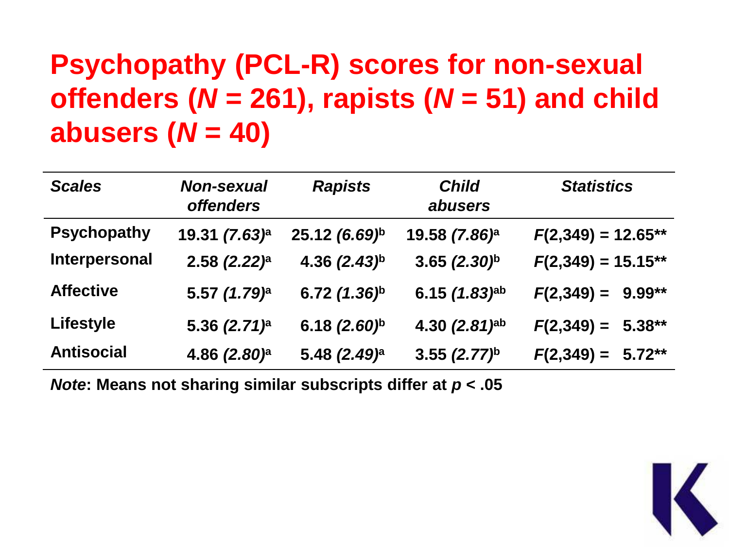# Psychopathy (PCL-R) scores for non-sexual offenders (*N* = 261), rapists (*N* = 51) and child abusers (*N* = 40)

| *Scales* | *Non-sexual offenders* | *Rapists* | *Child abusers* | *Statistics* |
|---|---|---|---|---|
| **Psychopathy** | 19.31 *(7.63)*[a] | 25.12 *(6.69)*[b] | 19.58 *(7.86)*[a] | $F(2,349) = 12.65^{**}$ |
| **Interpersonal** | 2.58 *(2.22)*[a] | 4.36 *(2.43)*[b] | 3.65 *(2.30)*[b] | $F(2,349) = 15.15^{**}$ |
| **Affective** | 5.57 *(1.79)*[a] | 6.72 *(1.36)*[b] | 6.15 *(1.83)*[ab] | $F(2,349) = 9.99^{**}$ |
| **Lifestyle** | 5.36 *(2.71)*[a] | 6.18 *(2.60)*[b] | 4.30 *(2.81)*[ab] | $F(2,349) = 5.38^{**}$ |
| **Antisocial** | 4.86 *(2.80)*[a] | 5.48 *(2.49)*[a] | 3.55 *(2.77)*[b] | $F(2,349) = 5.72^{**}$ |

***Note*: Means not sharing similar subscripts differ at $p < .05$**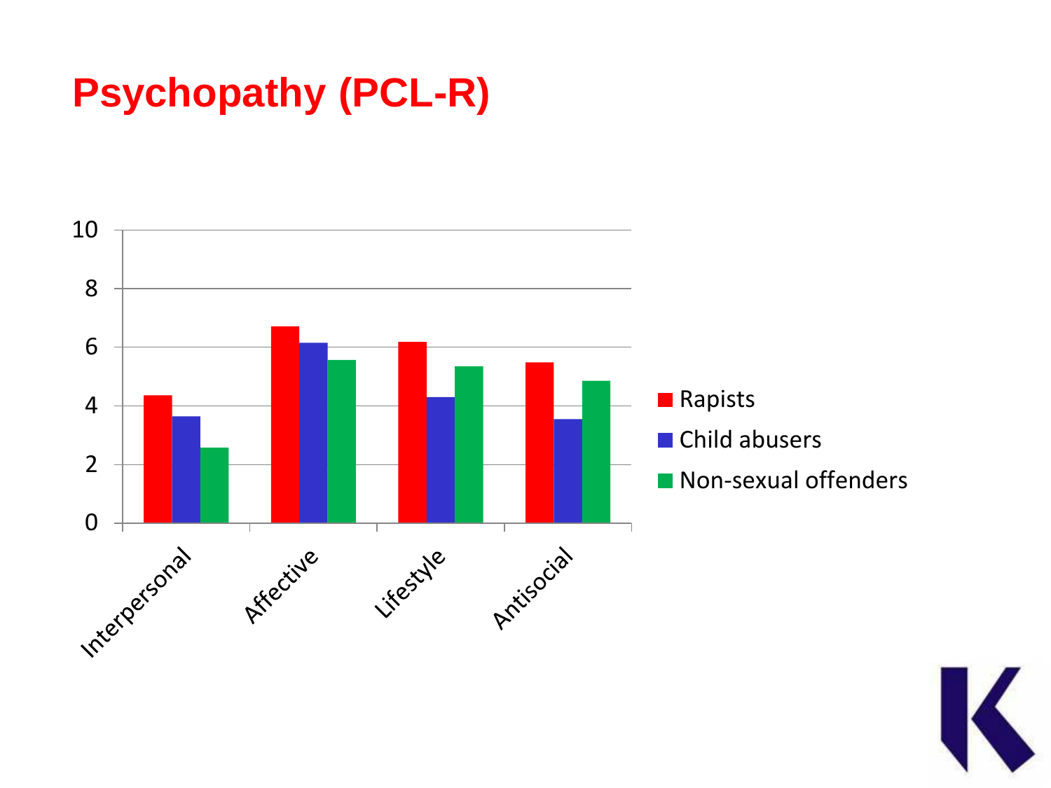# Psychopathy (PCL-R)

| | Rapists | Child abusers | Non-sexual offenders |
|---|---|---|---|
| Interpersonal | 4.35 | 3.65 | 2.6 |
| Affective | 6.7 | 6.15 | 5.55 |
| Lifestyle | 6.2 | 4.3 | 5.35 |
| Antisocial | 5.5 | 3.55 | 4.85 |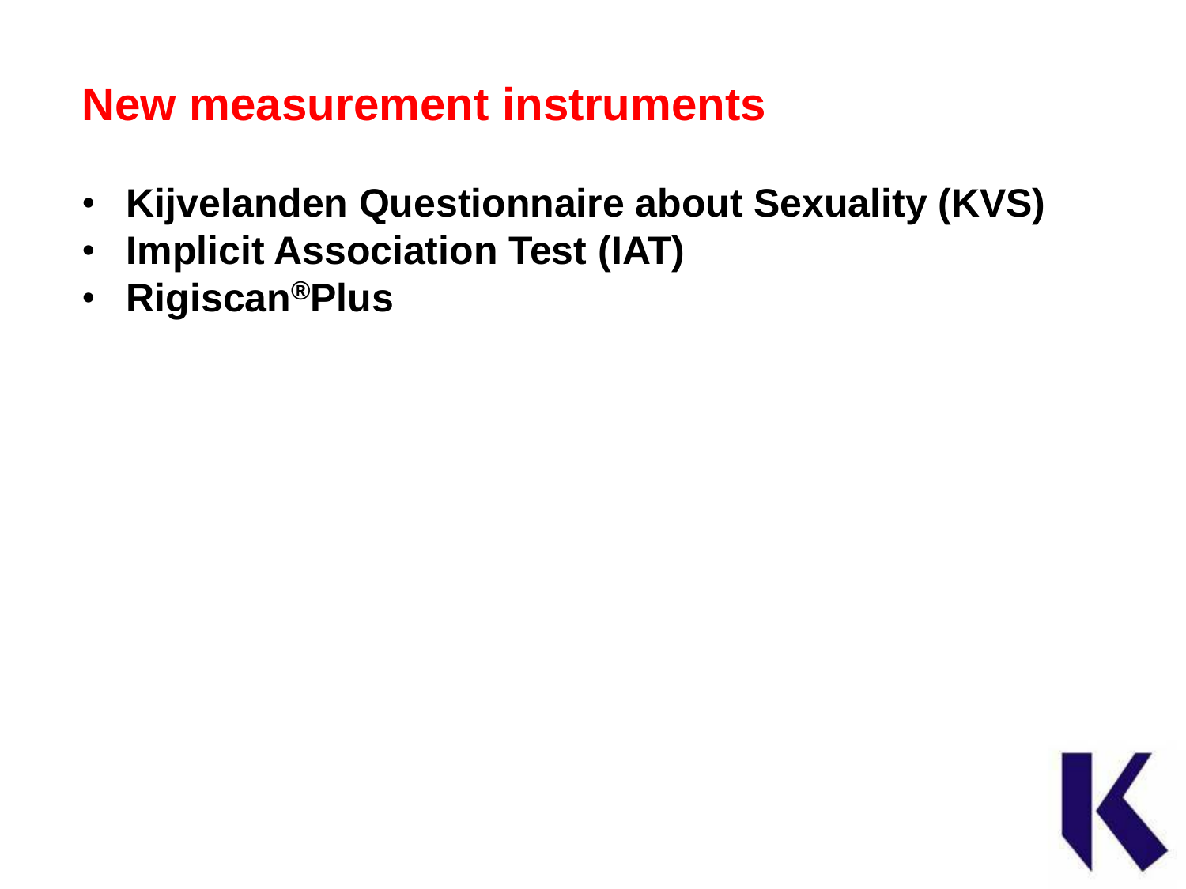# New measurement instruments

- **Kijvelanden Questionnaire about Sexuality (KVS)**
- **Implicit Association Test (IAT)**
- **Rigiscan®Plus**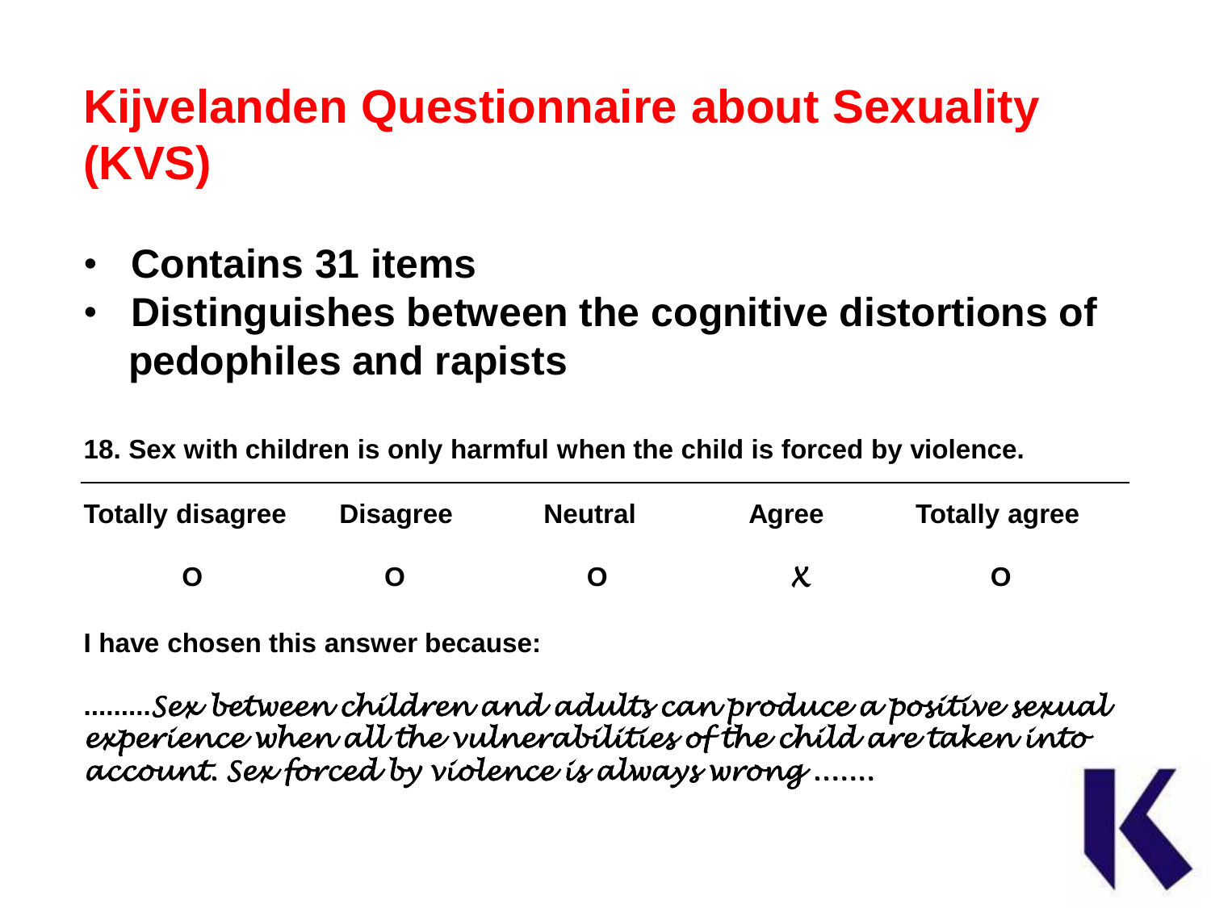# Kijvelanden Questionnaire about Sexuality (KVS)

- **Contains 31 items**
- **Distinguishes between the cognitive distortions of pedophiles and rapists**

**18. Sex with children is only harmful when the child is forced by violence.**

| Totally disagree | Disagree | Neutral | Agree | Totally agree |
|---|---|---|---|---|
| O | O | O | X | O |

**I have chosen this answer because:**

.........*Sex between children and adults can produce a positive sexual experience when all the vulnerabilities of the child are taken into account. Sex forced by violence is always wrong* .......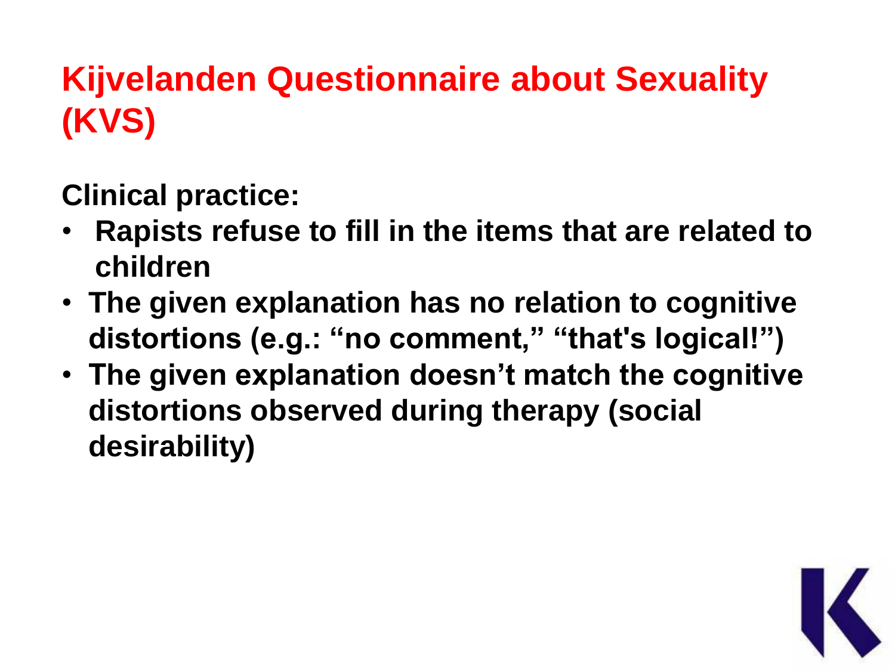# Kijvelanden Questionnaire about Sexuality (KVS)

**Clinical practice:**

- **Rapists refuse to fill in the items that are related to children**
- **The given explanation has no relation to cognitive distortions (e.g.: "no comment," "that's logical!")**
- **The given explanation doesn't match the cognitive distortions observed during therapy (social desirability)**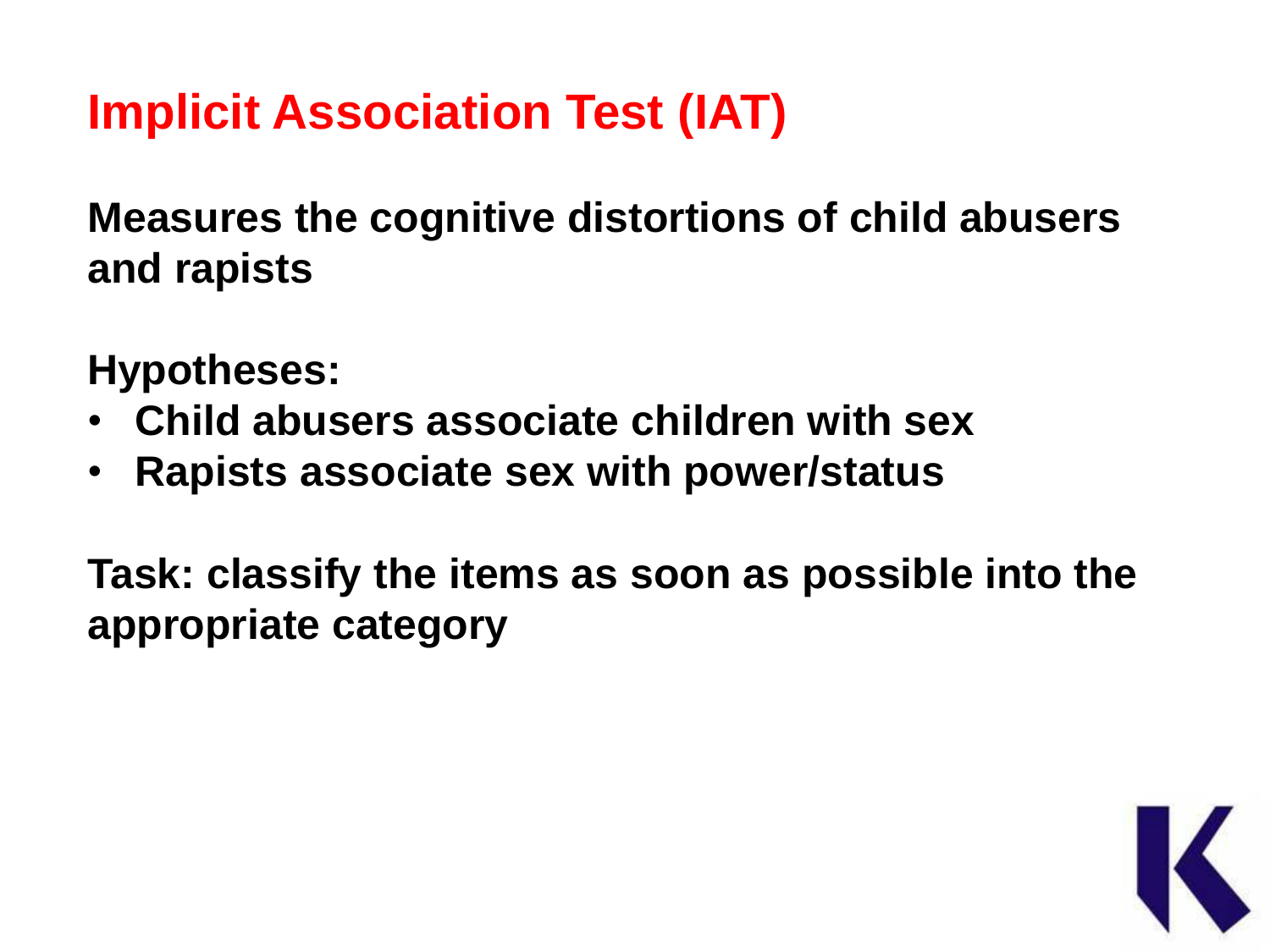# Implicit Association Test (IAT)

**Measures the cognitive distortions of child abusers and rapists**

**Hypotheses:**

- **Child abusers associate children with sex**
- **Rapists associate sex with power/status**

**Task: classify the items as soon as possible into the appropriate category**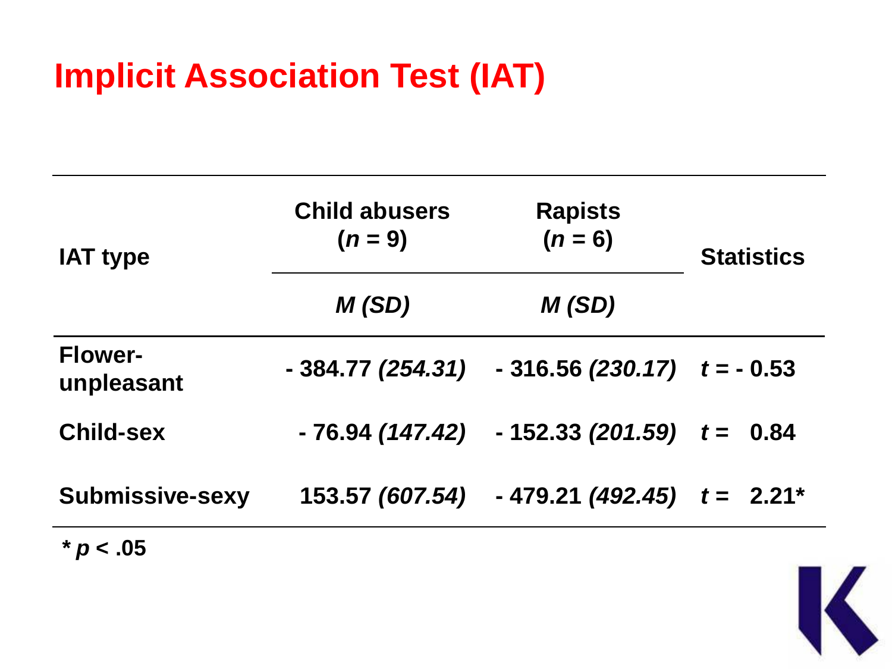# Implicit Association Test (IAT)

| IAT type | Child abusers ($n$ = 9) | Rapists ($n$ = 6) | Statistics |
|---|---|---|---|
| | *M (SD)* | *M (SD)* | |
| Flower-unpleasant | - 384.77 *(254.31)* | - 316.56 *(230.17)* | $t$ = - 0.53 |
| Child-sex | - 76.94 *(147.42)* | - 152.33 *(201.59)* | $t$ = 0.84 |
| Submissive-sexy | 153.57 *(607.54)* | - 479.21 *(492.45)* | $t$ = 2.21* |

\* $p < .05$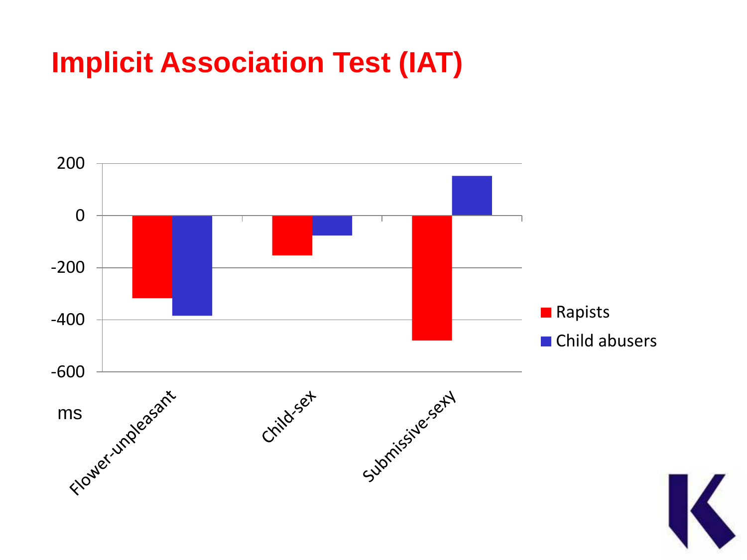# Implicit Association Test (IAT)

| ms | Rapists | Child abusers |
|---|---|---|
| Flower-unpleasant | -320 | -385 |
| Child-sex | -155 | -78 |
| Submissive-sexy | -482 | 152 |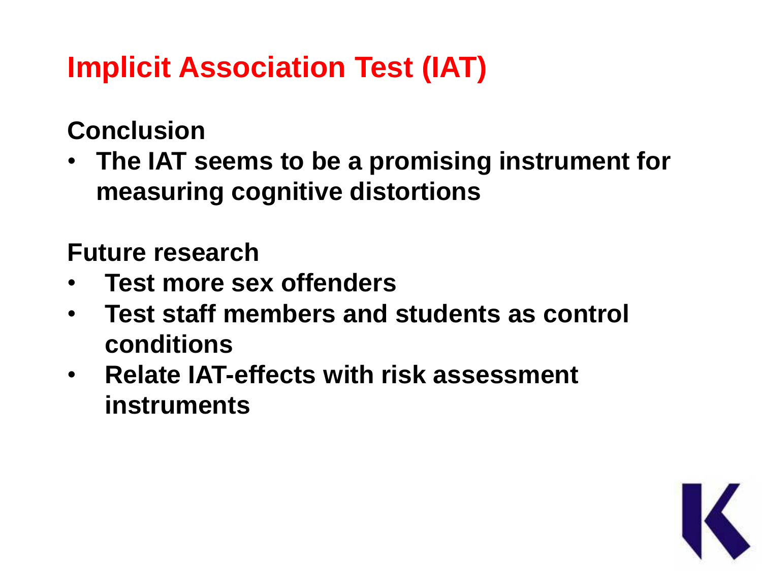# Implicit Association Test (IAT)

**Conclusion**

- **The IAT seems to be a promising instrument for measuring cognitive distortions**

**Future research**

- **Test more sex offenders**
- **Test staff members and students as control conditions**
- **Relate IAT-effects with risk assessment instruments**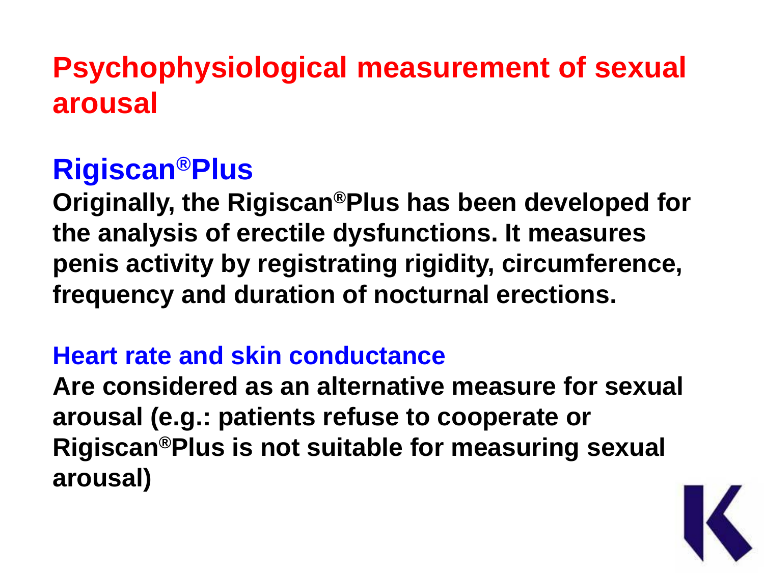# Psychophysiological measurement of sexual arousal

## Rigiscan®Plus

**Originally, the Rigiscan®Plus has been developed for the analysis of erectile dysfunctions. It measures penis activity by registrating rigidity, circumference, frequency and duration of nocturnal erections.**

### Heart rate and skin conductance

**Are considered as an alternative measure for sexual arousal (e.g.: patients refuse to cooperate or Rigiscan®Plus is not suitable for measuring sexual arousal)**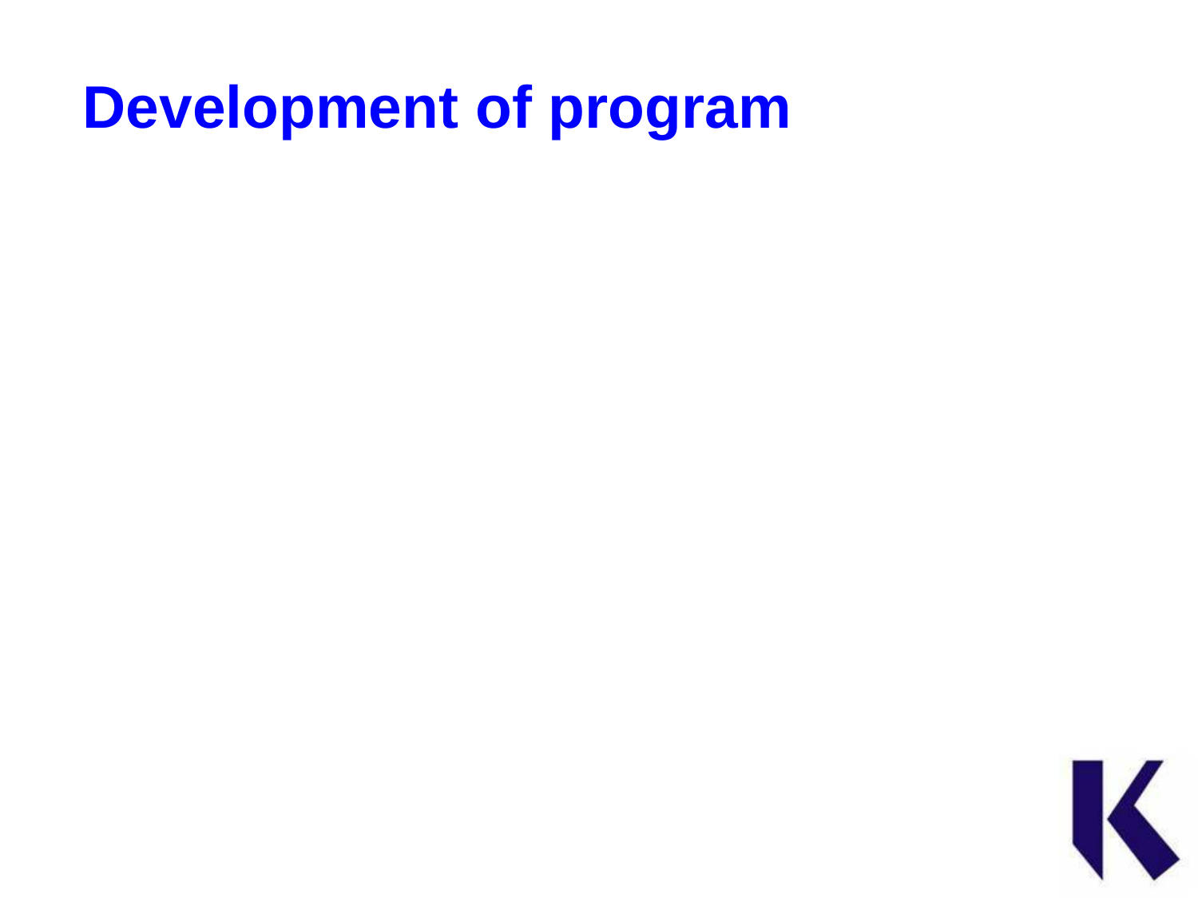# Development of program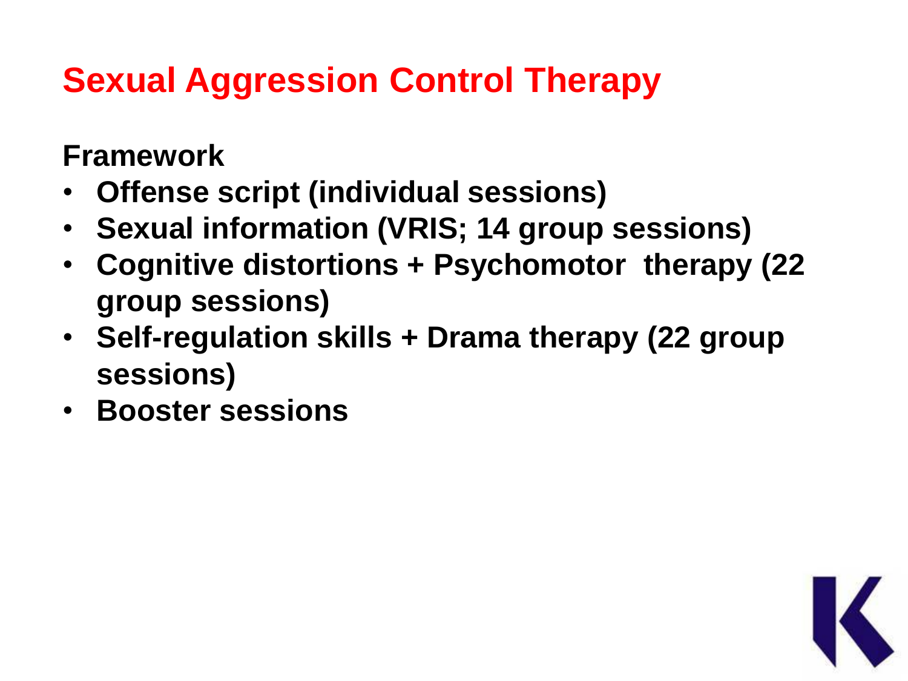# Sexual Aggression Control Therapy

**Framework**

- **Offense script (individual sessions)**
- **Sexual information (VRIS; 14 group sessions)**
- **Cognitive distortions + Psychomotor therapy (22 group sessions)**
- **Self-regulation skills + Drama therapy (22 group sessions)**
- **Booster sessions**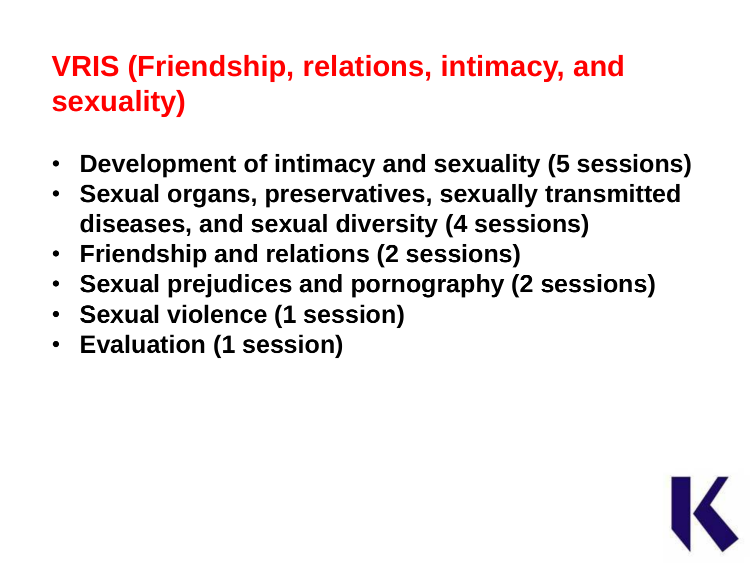# VRIS (Friendship, relations, intimacy, and sexuality)

- **Development of intimacy and sexuality (5 sessions)**
- **Sexual organs, preservatives, sexually transmitted diseases, and sexual diversity (4 sessions)**
- **Friendship and relations (2 sessions)**
- **Sexual prejudices and pornography (2 sessions)**
- **Sexual violence (1 session)**
- **Evaluation (1 session)**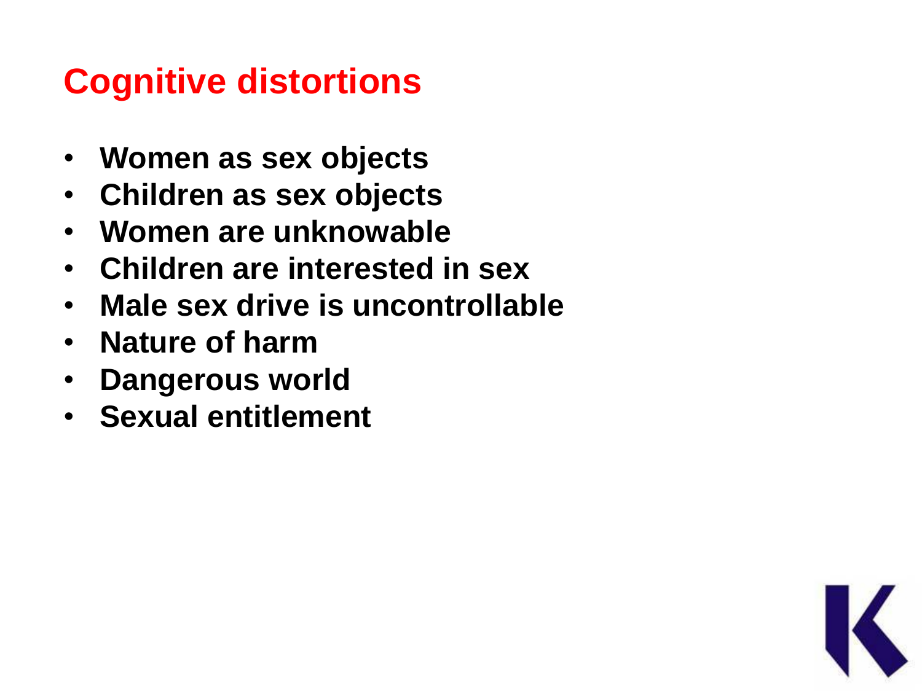## Cognitive distortions

- **Women as sex objects**
- **Children as sex objects**
- **Women are unknowable**
- **Children are interested in sex**
- **Male sex drive is uncontrollable**
- **Nature of harm**
- **Dangerous world**
- **Sexual entitlement**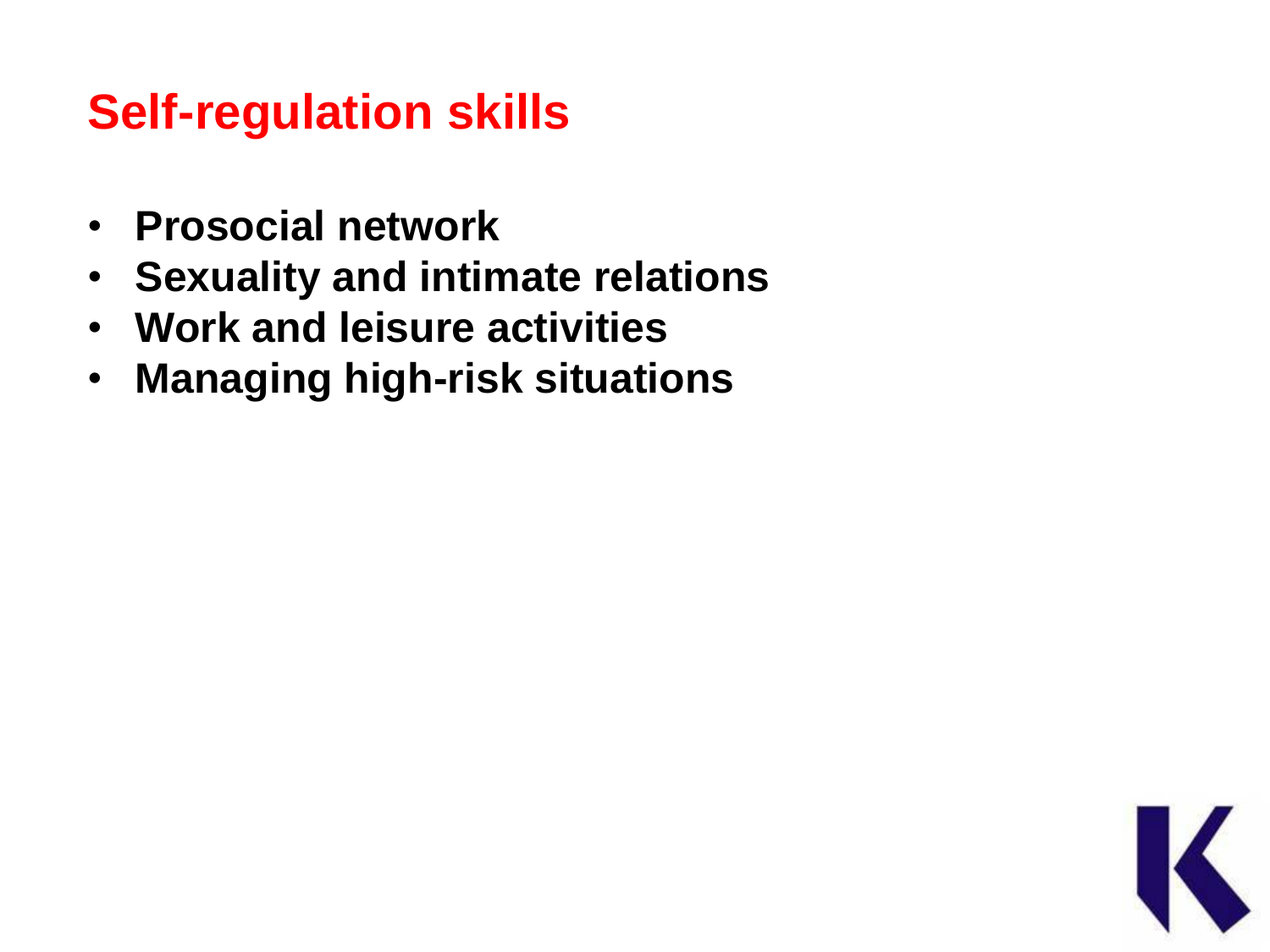## Self-regulation skills

- **Prosocial network**
- **Sexuality and intimate relations**
- **Work and leisure activities**
- **Managing high-risk situations**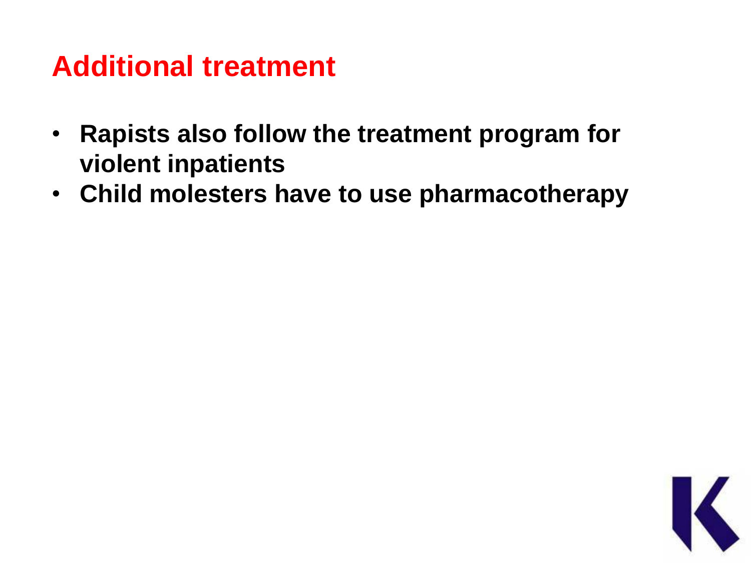# Additional treatment

- **Rapists also follow the treatment program for violent inpatients**
- **Child molesters have to use pharmacotherapy**